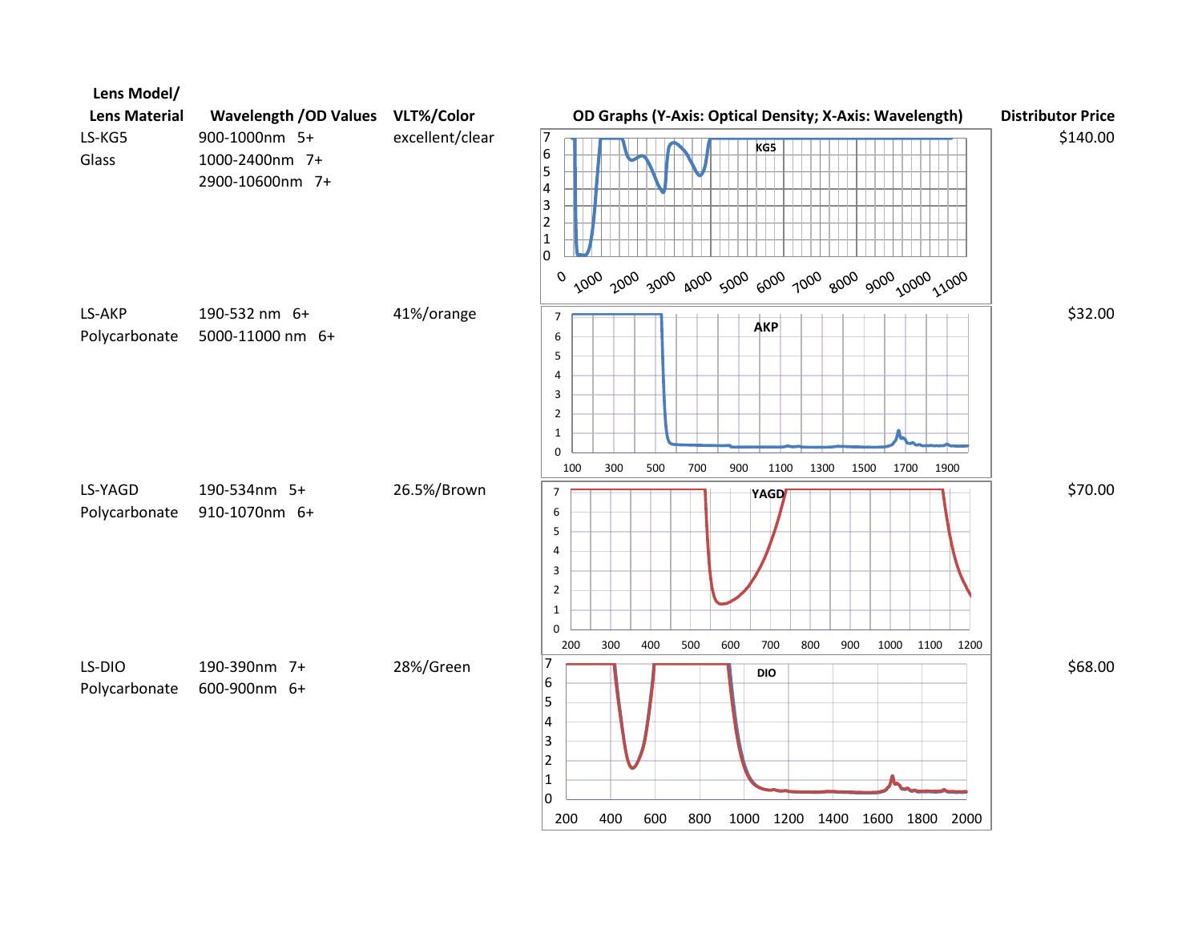| Lens Model/ Lens Material | Wavelength /OD Values | VLT%/Color | OD Graphs (Y-Axis: Optical Density; X-Axis: Wavelength) | Distributor Price |
|---|---|---|---|---|
| LS-KG5 Glass | 900-1000nm 5+<br>1000-2400nm 7+<br>2900-10600nm 7+ | excellent/clear | KG5 | $140.00 |
| LS-AKP Polycarbonate | 190-532 nm 6+<br>5000-11000 nm 6+ | 41%/orange | AKP | $32.00 |
| LS-YAGD Polycarbonate | 190-534nm 5+<br>910-1070nm 6+ | 26.5%/Brown | YAGD | $70.00 |
| LS-DIO Polycarbonate | 190-390nm 7+<br>600-900nm 6+ | 28%/Green | DIO | $68.00 |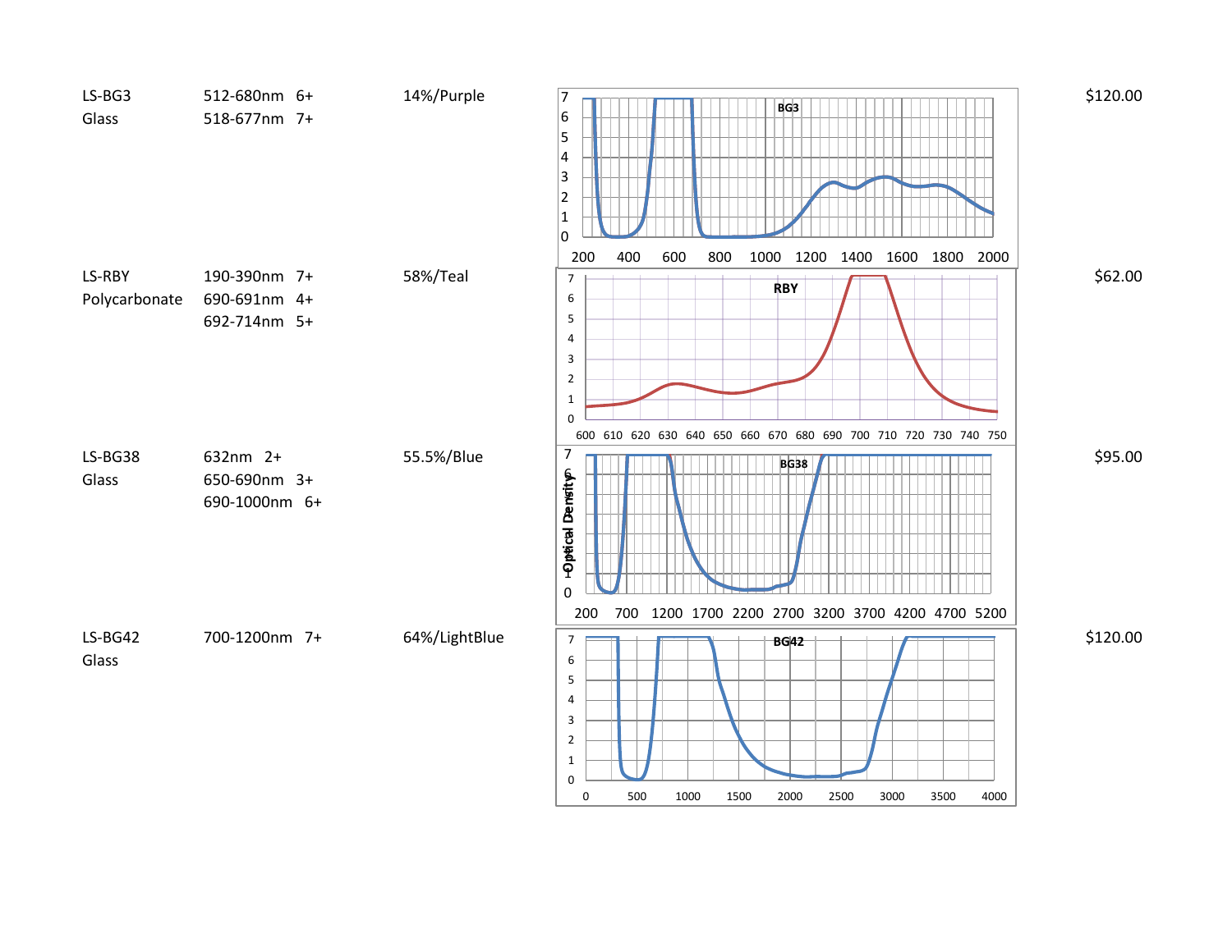| | | | | |
|---|---|---|---|---|
| LS-BG3<br>Glass | 512-680nm 6+<br>518-677nm 7+ | 14%/Purple | | $120.00 |
| LS-RBY<br>Polycarbonate | 190-390nm 7+<br>690-691nm 4+<br>692-714nm 5+ | 58%/Teal | | $62.00 |
| LS-BG38<br>Glass | 632nm 2+<br>650-690nm 3+<br>690-1000nm 6+ | 55.5%/Blue | | $95.00 |
| LS-BG42<br>Glass | 700-1200nm 7+ | 64%/LightBlue | | $120.00 |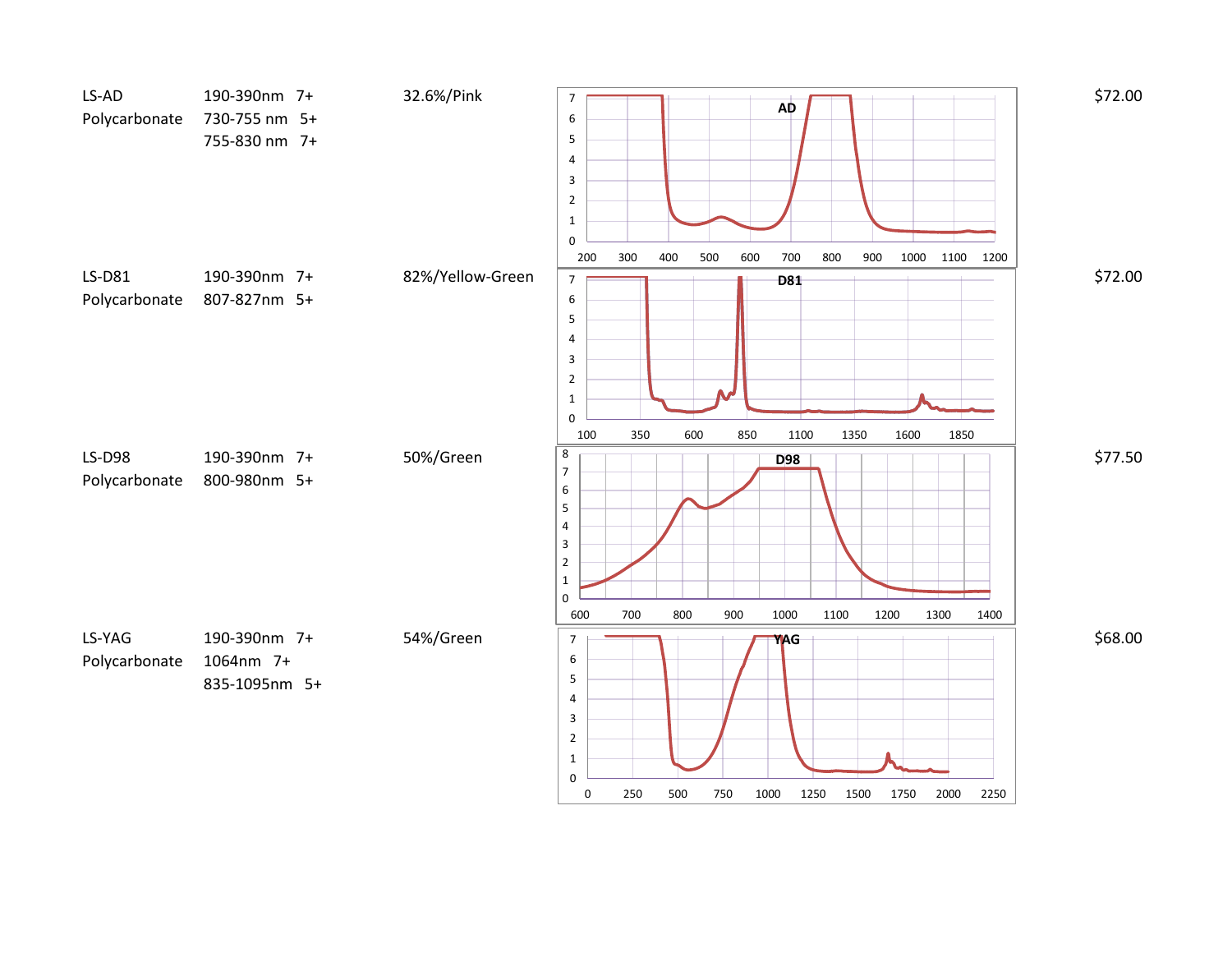| Model | Optical Density | VLT/Color | Price |
|---|---|---|---|
| LS-AD<br>Polycarbonate | 190-390nm 7+<br>730-755 nm 5+<br>755-830 nm 7+ | 32.6%/Pink | $72.00 |
| LS-D81<br>Polycarbonate | 190-390nm 7+<br>807-827nm 5+ | 82%/Yellow-Green | $72.00 |
| LS-D98<br>Polycarbonate | 190-390nm 7+<br>800-980nm 5+ | 50%/Green | $77.50 |
| LS-YAG<br>Polycarbonate | 190-390nm 7+<br>1064nm 7+<br>835-1095nm 5+ | 54%/Green | $68.00 |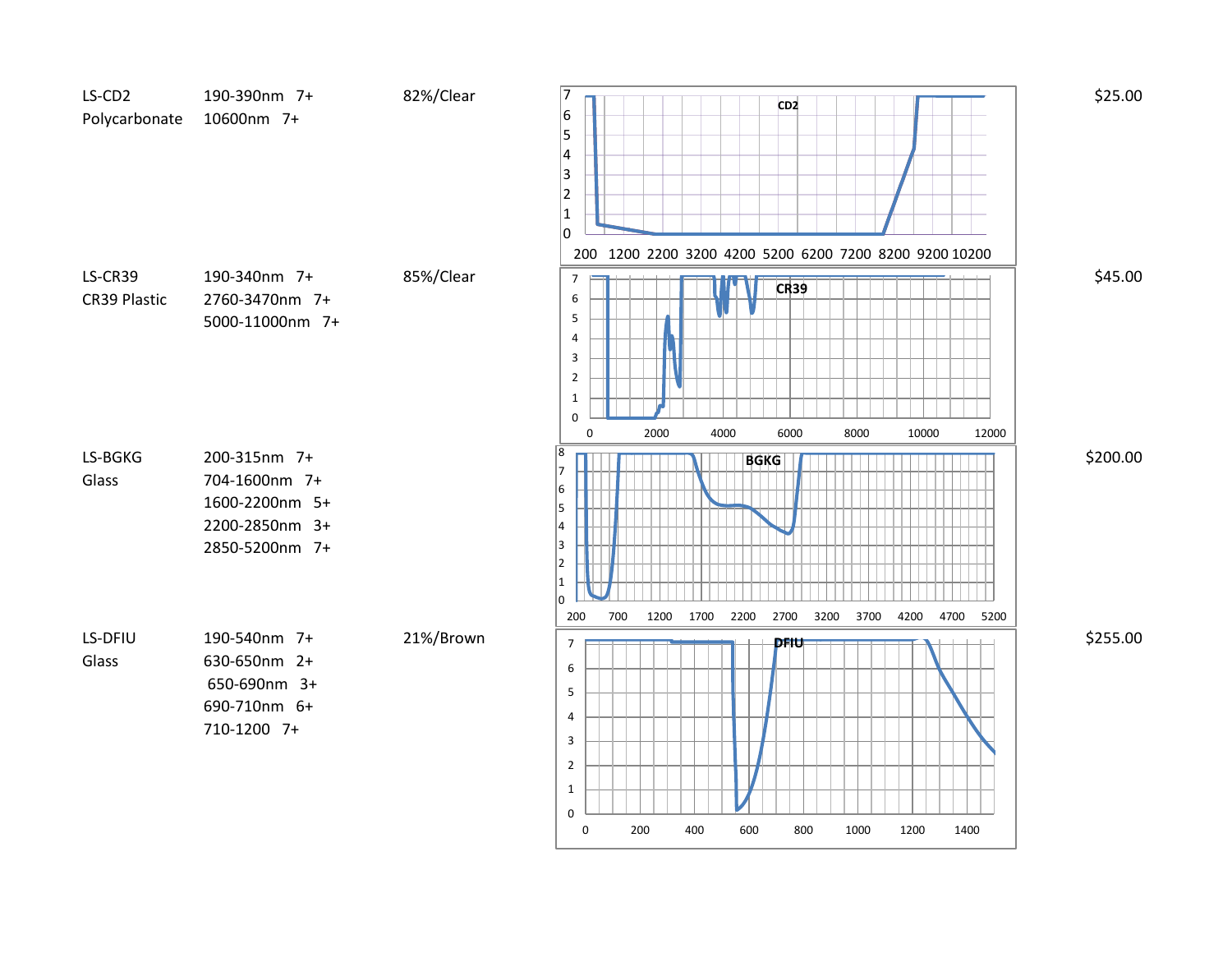| Model | Wavelength / OD | VLT/Color | Price |
|---|---|---|---|
| LS-CD2<br>Polycarbonate | 190-390nm 7+<br>10600nm 7+ | 82%/Clear | $25.00 |
| LS-CR39<br>CR39 Plastic | 190-340nm 7+<br>2760-3470nm 7+<br>5000-11000nm 7+ | 85%/Clear | $45.00 |
| LS-BGKG<br>Glass | 200-315nm 7+<br>704-1600nm 7+<br>1600-2200nm 5+<br>2200-2850nm 3+<br>2850-5200nm 7+ | | $200.00 |
| LS-DFIU<br>Glass | 190-540nm 7+<br>630-650nm 2+<br>650-690nm 3+<br>690-710nm 6+<br>710-1200 7+ | 21%/Brown | $255.00 |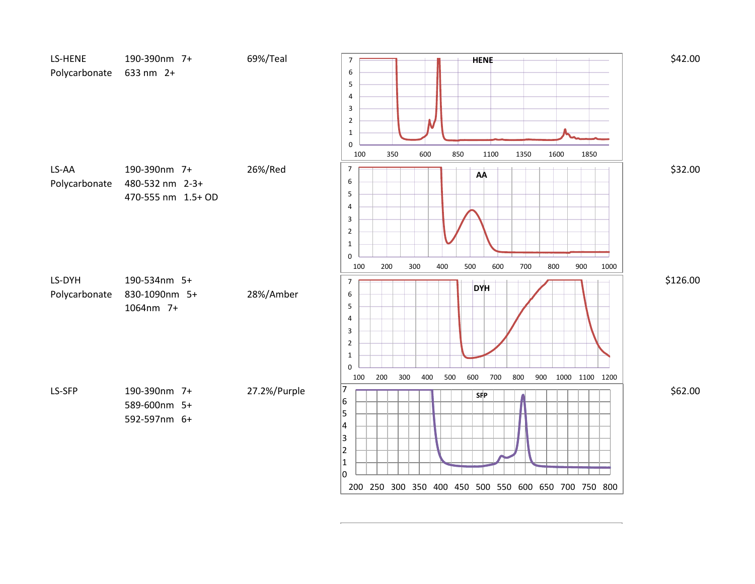| | | | |
|---|---|---|---|
| LS-HENE<br>Polycarbonate | 190-390nm 7+<br>633 nm 2+ | 69%/Teal | $42.00 |
| LS-AA<br>Polycarbonate | 190-390nm 7+<br>480-532 nm 2-3+<br>470-555 nm 1.5+ OD | 26%/Red | $32.00 |
| LS-DYH<br>Polycarbonate | 190-534nm 5+<br>830-1090nm 5+<br>1064nm 7+ | 28%/Amber | $126.00 |
| LS-SFP | 190-390nm 7+<br>589-600nm 5+<br>592-597nm 6+ | 27.2%/Purple | $62.00 |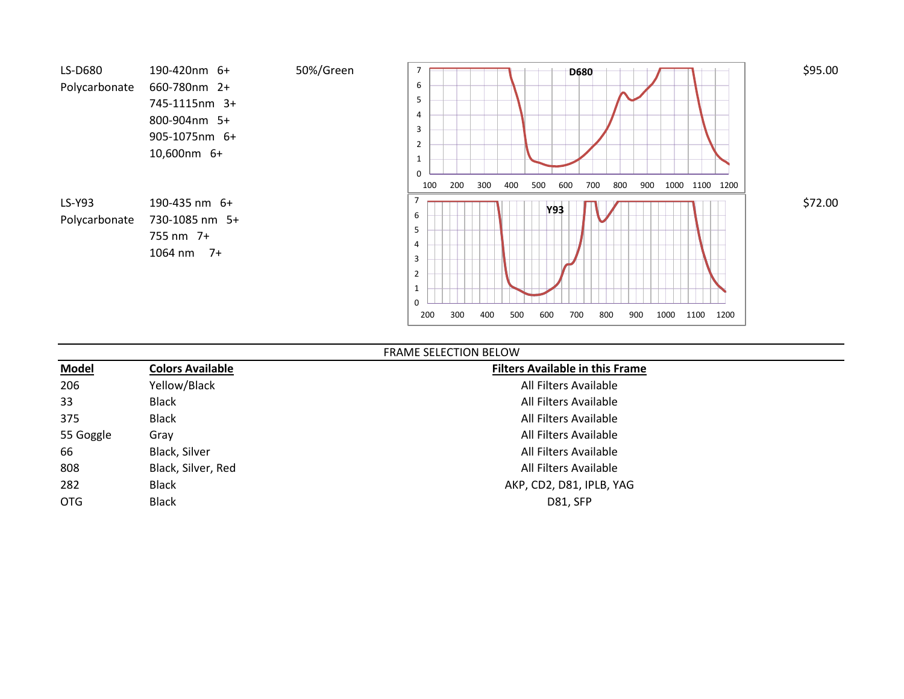| | | | | |
|---|---|---|---|---|
| LS-D680 Polycarbonate | 190-420nm 6+<br>660-780nm 2+<br>745-1115nm 3+<br>800-904nm 5+<br>905-1075nm 6+<br>10,600nm 6+ | 50%/Green | | $95.00 |
| LS-Y93 Polycarbonate | 190-435 nm 6+<br>730-1085 nm 5+<br>755 nm 7+<br>1064 nm 7+ | | | $72.00 |

D680

7
6
5
4
3
2
1
0

100 200 300 400 500 600 700 800 900 1000 1100 1200

Y93

7
6
5
4
3
2
1
0

200 300 400 500 600 700 800 900 1000 1100 1200

FRAME SELECTION BELOW

| Model | Colors Available | Filters Available in this Frame |
|---|---|---|
| 206 | Yellow/Black | All Filters Available |
| 33 | Black | All Filters Available |
| 375 | Black | All Filters Available |
| 55 Goggle | Gray | All Filters Available |
| 66 | Black, Silver | All Filters Available |
| 808 | Black, Silver, Red | All Filters Available |
| 282 | Black | AKP, CD2, D81, IPLB, YAG |
| OTG | Black | D81, SFP |